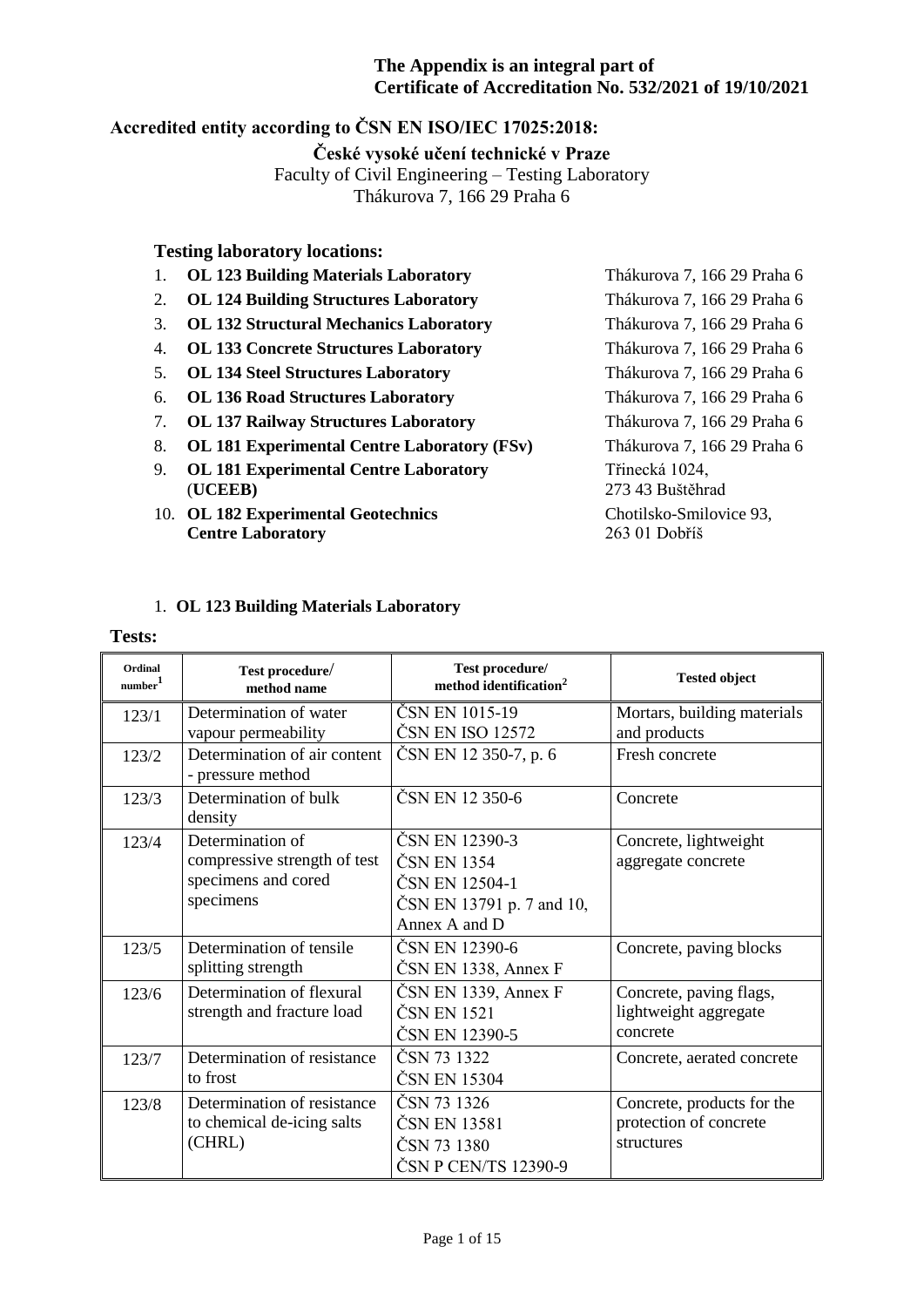**The Appendix is an integral part of Certificate of Accreditation No. 532/2021 of 19/10/2021**

## Accredited entity according to ČSN EN ISO/IEC 17025:2018:

**České vysoké učení technické v Praze**
Faculty of Civil Engineering – Testing Laboratory
Thákurova 7, 166 29 Praha 6

### Testing laboratory locations:

| | Laboratory | Address |
|---|---|---|
| 1. | **OL 123 Building Materials Laboratory** | Thákurova 7, 166 29 Praha 6 |
| 2. | **OL 124 Building Structures Laboratory** | Thákurova 7, 166 29 Praha 6 |
| 3. | **OL 132 Structural Mechanics Laboratory** | Thákurova 7, 166 29 Praha 6 |
| 4. | **OL 133 Concrete Structures Laboratory** | Thákurova 7, 166 29 Praha 6 |
| 5. | **OL 134 Steel Structures Laboratory** | Thákurova 7, 166 29 Praha 6 |
| 6. | **OL 136 Road Structures Laboratory** | Thákurova 7, 166 29 Praha 6 |
| 7. | **OL 137 Railway Structures Laboratory** | Thákurova 7, 166 29 Praha 6 |
| 8. | **OL 181 Experimental Centre Laboratory (FSv)** | Thákurova 7, 166 29 Praha 6 |
| 9. | **OL 181 Experimental Centre Laboratory (UCEEB)** | Třinecká 1024, 273 43 Buštěhrad |
| 10. | **OL 182 Experimental Geotechnics Centre Laboratory** | Chotilsko-Smilovice 93, 263 01 Dobříš |

### 1. OL 123 Building Materials Laboratory

**Tests:**

| Ordinal number[1] | Test procedure/ method name | Test procedure/ method identification[2] | Tested object |
|---|---|---|---|
| 123/1 | Determination of water vapour permeability | ČSN EN 1015-19<br>ČSN EN ISO 12572 | Mortars, building materials and products |
| 123/2 | Determination of air content - pressure method | ČSN EN 12 350-7, p. 6 | Fresh concrete |
| 123/3 | Determination of bulk density | ČSN EN 12 350-6 | Concrete |
| 123/4 | Determination of compressive strength of test specimens and cored specimens | ČSN EN 12390-3<br>ČSN EN 1354<br>ČSN EN 12504-1<br>ČSN EN 13791 p. 7 and 10, Annex A and D | Concrete, lightweight aggregate concrete |
| 123/5 | Determination of tensile splitting strength | ČSN EN 12390-6<br>ČSN EN 1338, Annex F | Concrete, paving blocks |
| 123/6 | Determination of flexural strength and fracture load | ČSN EN 1339, Annex F<br>ČSN EN 1521<br>ČSN EN 12390-5 | Concrete, paving flags, lightweight aggregate concrete |
| 123/7 | Determination of resistance to frost | ČSN 73 1322<br>ČSN EN 15304 | Concrete, aerated concrete |
| 123/8 | Determination of resistance to chemical de-icing salts (CHRL) | ČSN 73 1326<br>ČSN EN 13581<br>ČSN 73 1380<br>ČSN P CEN/TS 12390-9 | Concrete, products for the protection of concrete structures |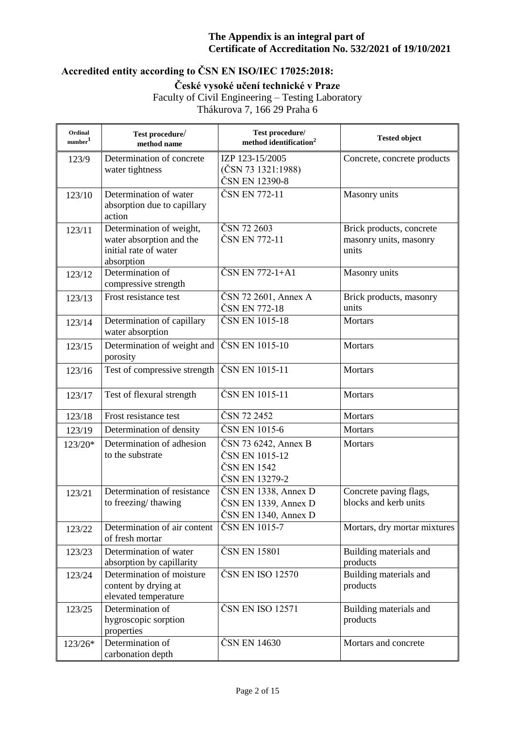**The Appendix is an integral part of Certificate of Accreditation No. 532/2021 of 19/10/2021**

## Accredited entity according to ČSN EN ISO/IEC 17025:2018:

**České vysoké učení technické v Praze**
Faculty of Civil Engineering – Testing Laboratory
Thákurova 7, 166 29 Praha 6

| Ordinal number[1] | Test procedure/ method name | Test procedure/ method identification[2] | Tested object |
|---|---|---|---|
| 123/9 | Determination of concrete water tightness | IZP 123-15/2005 (ČSN 73 1321:1988) ČSN EN 12390-8 | Concrete, concrete products |
| 123/10 | Determination of water absorption due to capillary action | ČSN EN 772-11 | Masonry units |
| 123/11 | Determination of weight, water absorption and the initial rate of water absorption | ČSN 72 2603 ČSN EN 772-11 | Brick products, concrete masonry units, masonry units |
| 123/12 | Determination of compressive strength | ČSN EN 772-1+A1 | Masonry units |
| 123/13 | Frost resistance test | ČSN 72 2601, Annex A ČSN EN 772-18 | Brick products, masonry units |
| 123/14 | Determination of capillary water absorption | ČSN EN 1015-18 | Mortars |
| 123/15 | Determination of weight and porosity | ČSN EN 1015-10 | Mortars |
| 123/16 | Test of compressive strength | ČSN EN 1015-11 | Mortars |
| 123/17 | Test of flexural strength | ČSN EN 1015-11 | Mortars |
| 123/18 | Frost resistance test | ČSN 72 2452 | Mortars |
| 123/19 | Determination of density | ČSN EN 1015-6 | Mortars |
| 123/20* | Determination of adhesion to the substrate | ČSN 73 6242, Annex B ČSN EN 1015-12 ČSN EN 1542 ČSN EN 13279-2 | Mortars |
| 123/21 | Determination of resistance to freezing/ thawing | ČSN EN 1338, Annex D ČSN EN 1339, Annex D ČSN EN 1340, Annex D | Concrete paving flags, blocks and kerb units |
| 123/22 | Determination of air content of fresh mortar | ČSN EN 1015-7 | Mortars, dry mortar mixtures |
| 123/23 | Determination of water absorption by capillarity | ČSN EN 15801 | Building materials and products |
| 123/24 | Determination of moisture content by drying at elevated temperature | ČSN EN ISO 12570 | Building materials and products |
| 123/25 | Determination of hygroscopic sorption properties | ČSN EN ISO 12571 | Building materials and products |
| 123/26* | Determination of carbonation depth | ČSN EN 14630 | Mortars and concrete |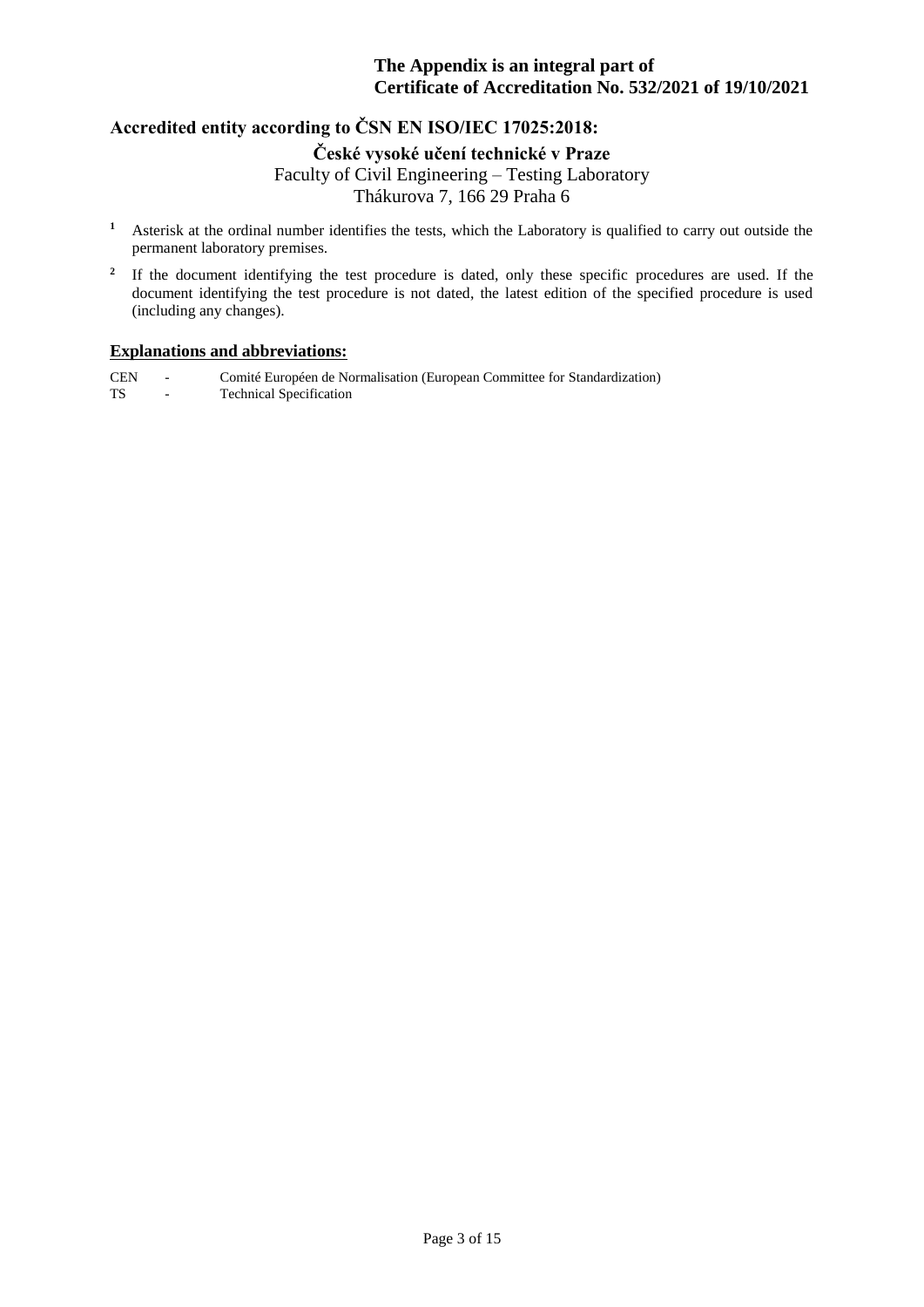**The Appendix is an integral part of Certificate of Accreditation No. 532/2021 of 19/10/2021**

## Accredited entity according to ČSN EN ISO/IEC 17025:2018:

**České vysoké učení technické v Praze**
Faculty of Civil Engineering – Testing Laboratory
Thákurova 7, 166 29 Praha 6

[1] Asterisk at the ordinal number identifies the tests, which the Laboratory is qualified to carry out outside the permanent laboratory premises.

[2] If the document identifying the test procedure is dated, only these specific procedures are used. If the document identifying the test procedure is not dated, the latest edition of the specified procedure is used (including any changes).

**Explanations and abbreviations:**

CEN - Comité Européen de Normalisation (European Committee for Standardization)
TS - Technical Specification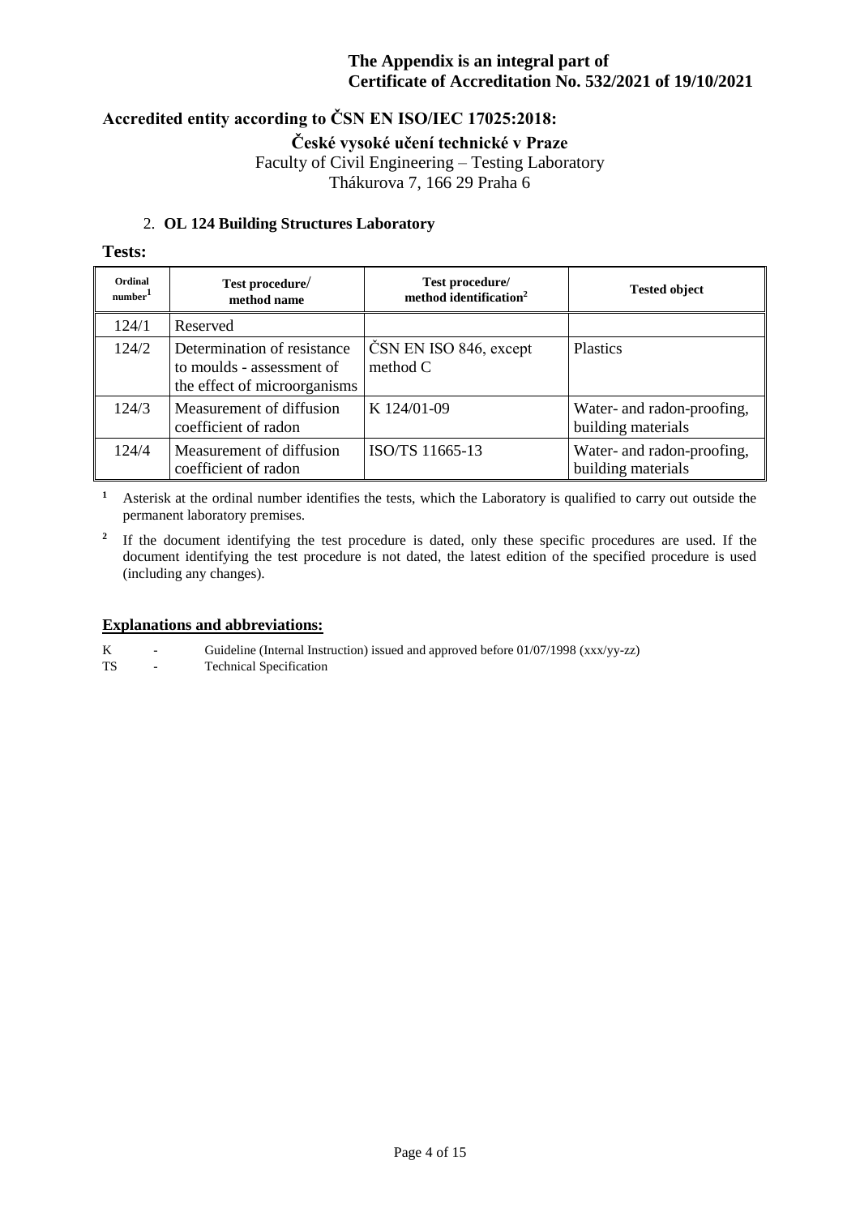**The Appendix is an integral part of**
**Certificate of Accreditation No. 532/2021 of 19/10/2021**

**Accredited entity according to ČSN EN ISO/IEC 17025:2018:**

**České vysoké učení technické v Praze**
Faculty of Civil Engineering – Testing Laboratory
Thákurova 7, 166 29 Praha 6

2. **OL 124 Building Structures Laboratory**

**Tests:**

| Ordinal number[1] | Test procedure/ method name | Test procedure/ method identification[2] | Tested object |
|---|---|---|---|
| 124/1 | Reserved | | |
| 124/2 | Determination of resistance to moulds - assessment of the effect of microorganisms | ČSN EN ISO 846, except method C | Plastics |
| 124/3 | Measurement of diffusion coefficient of radon | K 124/01-09 | Water- and radon-proofing, building materials |
| 124/4 | Measurement of diffusion coefficient of radon | ISO/TS 11665-13 | Water- and radon-proofing, building materials |

[1] Asterisk at the ordinal number identifies the tests, which the Laboratory is qualified to carry out outside the permanent laboratory premises.

[2] If the document identifying the test procedure is dated, only these specific procedures are used. If the document identifying the test procedure is not dated, the latest edition of the specified procedure is used (including any changes).

**Explanations and abbreviations:**

K - Guideline (Internal Instruction) issued and approved before 01/07/1998 (xxx/yy-zz)
TS - Technical Specification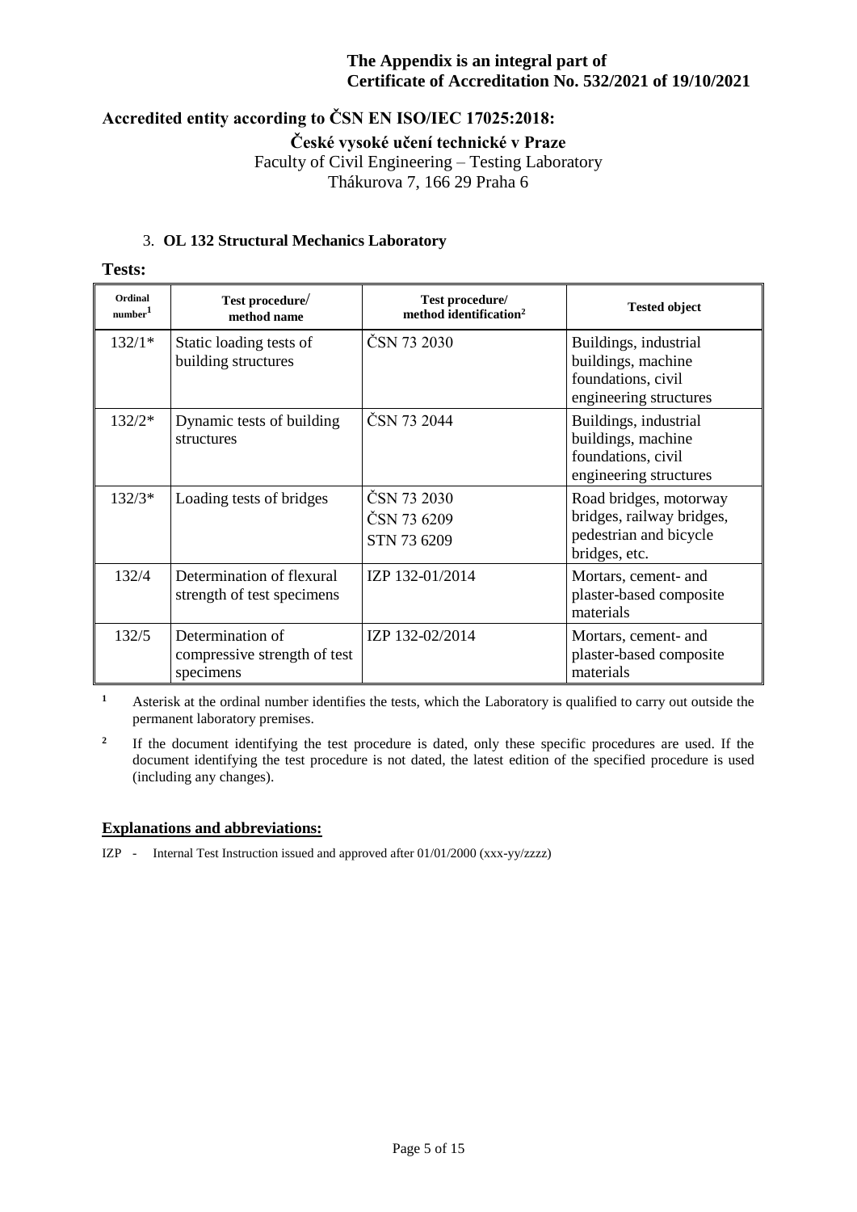**The Appendix is an integral part of Certificate of Accreditation No. 532/2021 of 19/10/2021**

## Accredited entity according to ČSN EN ISO/IEC 17025:2018:

**České vysoké učení technické v Praze**
Faculty of Civil Engineering – Testing Laboratory
Thákurova 7, 166 29 Praha 6

### 3. OL 132 Structural Mechanics Laboratory

**Tests:**

| Ordinal number[1] | Test procedure/ method name | Test procedure/ method identification[2] | Tested object |
|---|---|---|---|
| 132/1* | Static loading tests of building structures | ČSN 73 2030 | Buildings, industrial buildings, machine foundations, civil engineering structures |
| 132/2* | Dynamic tests of building structures | ČSN 73 2044 | Buildings, industrial buildings, machine foundations, civil engineering structures |
| 132/3* | Loading tests of bridges | ČSN 73 2030<br>ČSN 73 6209<br>STN 73 6209 | Road bridges, motorway bridges, railway bridges, pedestrian and bicycle bridges, etc. |
| 132/4 | Determination of flexural strength of test specimens | IZP 132-01/2014 | Mortars, cement- and plaster-based composite materials |
| 132/5 | Determination of compressive strength of test specimens | IZP 132-02/2014 | Mortars, cement- and plaster-based composite materials |

[1] Asterisk at the ordinal number identifies the tests, which the Laboratory is qualified to carry out outside the permanent laboratory premises.

[2] If the document identifying the test procedure is dated, only these specific procedures are used. If the document identifying the test procedure is not dated, the latest edition of the specified procedure is used (including any changes).

**Explanations and abbreviations:**

IZP - Internal Test Instruction issued and approved after 01/01/2000 (xxx-yy/zzzz)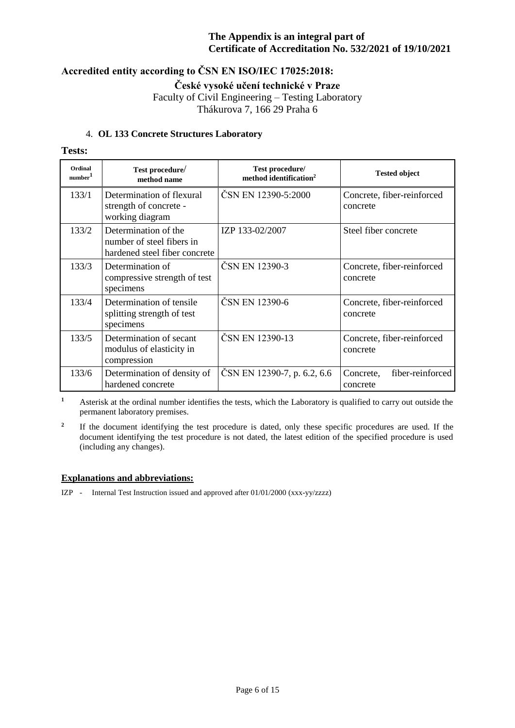**The Appendix is an integral part of Certificate of Accreditation No. 532/2021 of 19/10/2021**

**Accredited entity according to ČSN EN ISO/IEC 17025:2018:**

**České vysoké učení technické v Praze**
Faculty of Civil Engineering – Testing Laboratory
Thákurova 7, 166 29 Praha 6

4. **OL 133 Concrete Structures Laboratory**

**Tests:**

| Ordinal number[1] | Test procedure/ method name | Test procedure/ method identification[2] | Tested object |
|---|---|---|---|
| 133/1 | Determination of flexural strength of concrete - working diagram | ČSN EN 12390-5:2000 | Concrete, fiber-reinforced concrete |
| 133/2 | Determination of the number of steel fibers in hardened steel fiber concrete | IZP 133-02/2007 | Steel fiber concrete |
| 133/3 | Determination of compressive strength of test specimens | ČSN EN 12390-3 | Concrete, fiber-reinforced concrete |
| 133/4 | Determination of tensile splitting strength of test specimens | ČSN EN 12390-6 | Concrete, fiber-reinforced concrete |
| 133/5 | Determination of secant modulus of elasticity in compression | ČSN EN 12390-13 | Concrete, fiber-reinforced concrete |
| 133/6 | Determination of density of hardened concrete | ČSN EN 12390-7, p. 6.2, 6.6 | Concrete, fiber-reinforced concrete |

[1] Asterisk at the ordinal number identifies the tests, which the Laboratory is qualified to carry out outside the permanent laboratory premises.

[2] If the document identifying the test procedure is dated, only these specific procedures are used. If the document identifying the test procedure is not dated, the latest edition of the specified procedure is used (including any changes).

**Explanations and abbreviations:**

IZP - Internal Test Instruction issued and approved after 01/01/2000 (xxx-yy/zzzz)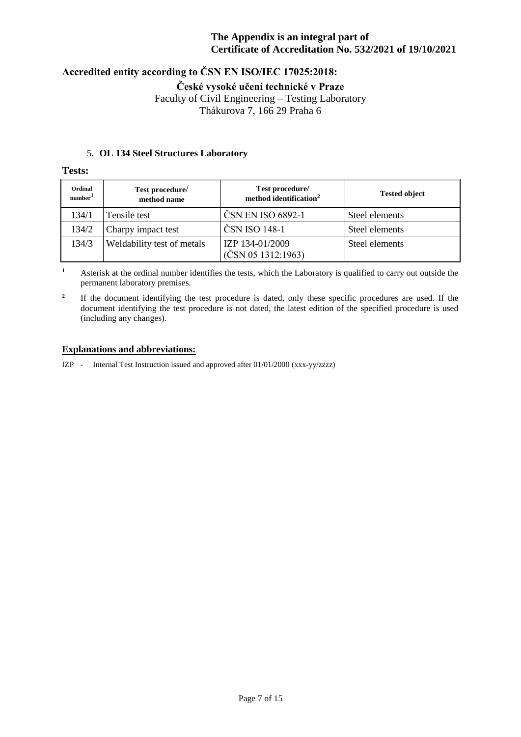**The Appendix is an integral part of**
**Certificate of Accreditation No. 532/2021 of 19/10/2021**

**Accredited entity according to ČSN EN ISO/IEC 17025:2018:**

**České vysoké učení technické v Praze**
Faculty of Civil Engineering – Testing Laboratory
Thákurova 7, 166 29 Praha 6

5. **OL 134 Steel Structures Laboratory**

**Tests:**

| Ordinal number[1] | Test procedure/ method name | Test procedure/ method identification[2] | Tested object |
|---|---|---|---|
| 134/1 | Tensile test | ČSN EN ISO 6892-1 | Steel elements |
| 134/2 | Charpy impact test | ČSN ISO 148-1 | Steel elements |
| 134/3 | Weldability test of metals | IZP 134-01/2009 (ČSN 05 1312:1963) | Steel elements |

[1] Asterisk at the ordinal number identifies the tests, which the Laboratory is qualified to carry out outside the permanent laboratory premises.

[2] If the document identifying the test procedure is dated, only these specific procedures are used. If the document identifying the test procedure is not dated, the latest edition of the specified procedure is used (including any changes).

**Explanations and abbreviations:**

IZP - Internal Test Instruction issued and approved after 01/01/2000 (xxx-yy/zzzz)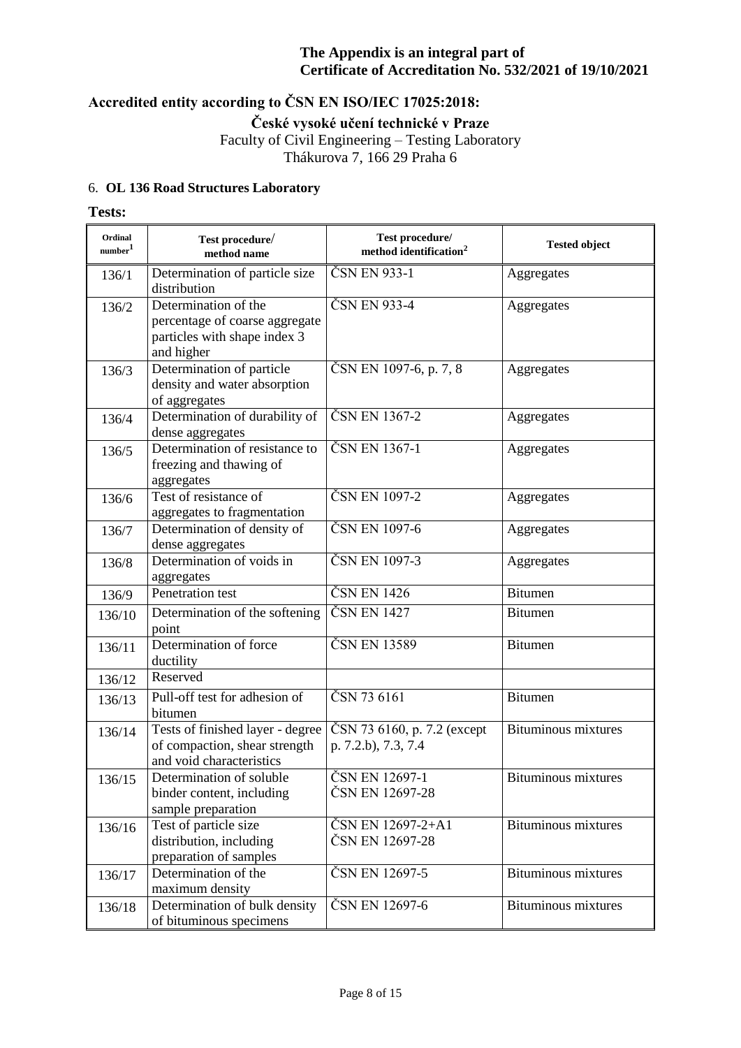**The Appendix is an integral part of**
**Certificate of Accreditation No. 532/2021 of 19/10/2021**

## Accredited entity according to ČSN EN ISO/IEC 17025:2018:

**České vysoké učení technické v Praze**
Faculty of Civil Engineering – Testing Laboratory
Thákurova 7, 166 29 Praha 6

### 6. OL 136 Road Structures Laboratory

**Tests:**

| Ordinal number[1] | Test procedure/ method name | Test procedure/ method identification[2] | Tested object |
|---|---|---|---|
| 136/1 | Determination of particle size distribution | ČSN EN 933-1 | Aggregates |
| 136/2 | Determination of the percentage of coarse aggregate particles with shape index 3 and higher | ČSN EN 933-4 | Aggregates |
| 136/3 | Determination of particle density and water absorption of aggregates | ČSN EN 1097-6, p. 7, 8 | Aggregates |
| 136/4 | Determination of durability of dense aggregates | ČSN EN 1367-2 | Aggregates |
| 136/5 | Determination of resistance to freezing and thawing of aggregates | ČSN EN 1367-1 | Aggregates |
| 136/6 | Test of resistance of aggregates to fragmentation | ČSN EN 1097-2 | Aggregates |
| 136/7 | Determination of density of dense aggregates | ČSN EN 1097-6 | Aggregates |
| 136/8 | Determination of voids in aggregates | ČSN EN 1097-3 | Aggregates |
| 136/9 | Penetration test | ČSN EN 1426 | Bitumen |
| 136/10 | Determination of the softening point | ČSN EN 1427 | Bitumen |
| 136/11 | Determination of force ductility | ČSN EN 13589 | Bitumen |
| 136/12 | Reserved | | |
| 136/13 | Pull-off test for adhesion of bitumen | ČSN 73 6161 | Bitumen |
| 136/14 | Tests of finished layer - degree of compaction, shear strength and void characteristics | ČSN 73 6160, p. 7.2 (except p. 7.2.b), 7.3, 7.4 | Bituminous mixtures |
| 136/15 | Determination of soluble binder content, including sample preparation | ČSN EN 12697-1<br>ČSN EN 12697-28 | Bituminous mixtures |
| 136/16 | Test of particle size distribution, including preparation of samples | ČSN EN 12697-2+A1<br>ČSN EN 12697-28 | Bituminous mixtures |
| 136/17 | Determination of the maximum density | ČSN EN 12697-5 | Bituminous mixtures |
| 136/18 | Determination of bulk density of bituminous specimens | ČSN EN 12697-6 | Bituminous mixtures |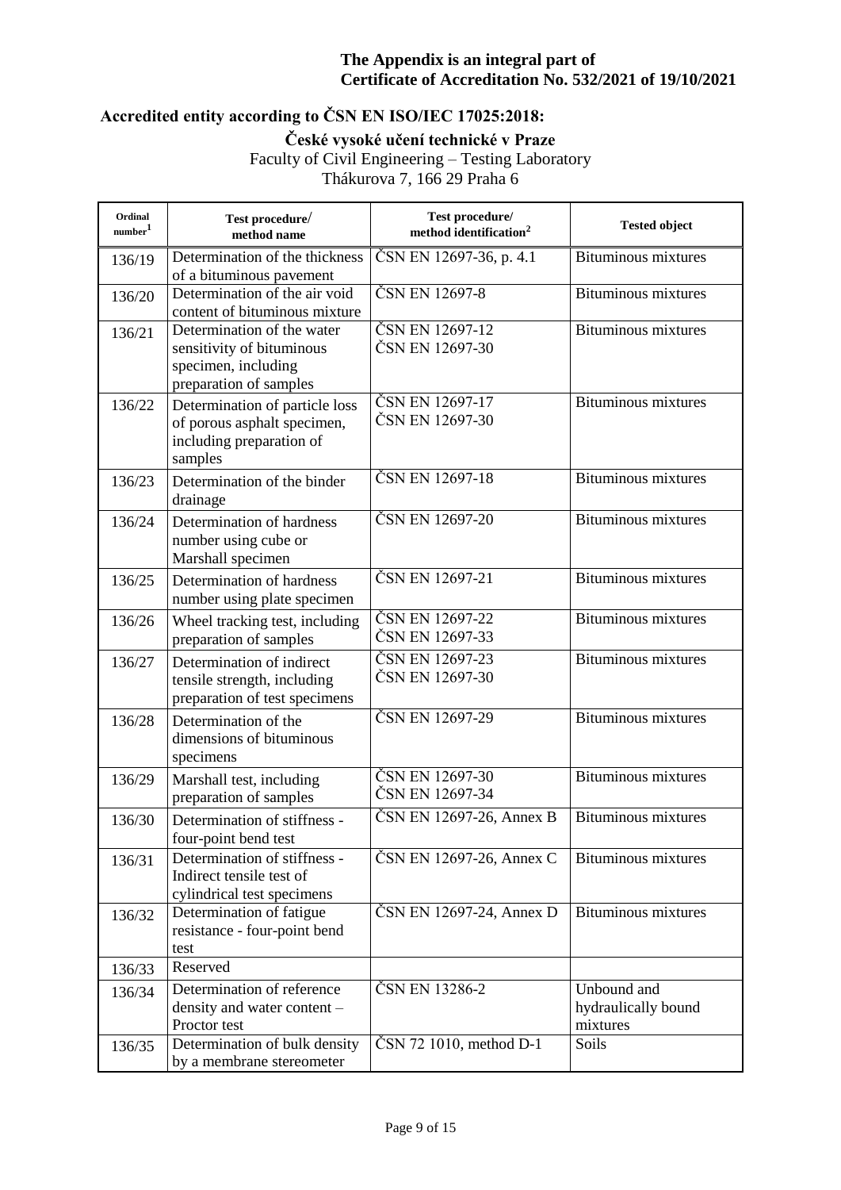**The Appendix is an integral part of**
**Certificate of Accreditation No. 532/2021 of 19/10/2021**

**Accredited entity according to ČSN EN ISO/IEC 17025:2018:**

**České vysoké učení technické v Praze**
Faculty of Civil Engineering – Testing Laboratory
Thákurova 7, 166 29 Praha 6

| Ordinal number[1] | Test procedure/ method name | Test procedure/ method identification[2] | Tested object |
|---|---|---|---|
| 136/19 | Determination of the thickness of a bituminous pavement | ČSN EN 12697-36, p. 4.1 | Bituminous mixtures |
| 136/20 | Determination of the air void content of bituminous mixture | ČSN EN 12697-8 | Bituminous mixtures |
| 136/21 | Determination of the water sensitivity of bituminous specimen, including preparation of samples | ČSN EN 12697-12<br>ČSN EN 12697-30 | Bituminous mixtures |
| 136/22 | Determination of particle loss of porous asphalt specimen, including preparation of samples | ČSN EN 12697-17<br>ČSN EN 12697-30 | Bituminous mixtures |
| 136/23 | Determination of the binder drainage | ČSN EN 12697-18 | Bituminous mixtures |
| 136/24 | Determination of hardness number using cube or Marshall specimen | ČSN EN 12697-20 | Bituminous mixtures |
| 136/25 | Determination of hardness number using plate specimen | ČSN EN 12697-21 | Bituminous mixtures |
| 136/26 | Wheel tracking test, including preparation of samples | ČSN EN 12697-22<br>ČSN EN 12697-33 | Bituminous mixtures |
| 136/27 | Determination of indirect tensile strength, including preparation of test specimens | ČSN EN 12697-23<br>ČSN EN 12697-30 | Bituminous mixtures |
| 136/28 | Determination of the dimensions of bituminous specimens | ČSN EN 12697-29 | Bituminous mixtures |
| 136/29 | Marshall test, including preparation of samples | ČSN EN 12697-30<br>ČSN EN 12697-34 | Bituminous mixtures |
| 136/30 | Determination of stiffness - four-point bend test | ČSN EN 12697-26, Annex B | Bituminous mixtures |
| 136/31 | Determination of stiffness - Indirect tensile test of cylindrical test specimens | ČSN EN 12697-26, Annex C | Bituminous mixtures |
| 136/32 | Determination of fatigue resistance - four-point bend test | ČSN EN 12697-24, Annex D | Bituminous mixtures |
| 136/33 | Reserved | | |
| 136/34 | Determination of reference density and water content – Proctor test | ČSN EN 13286-2 | Unbound and hydraulically bound mixtures |
| 136/35 | Determination of bulk density by a membrane stereometer | ČSN 72 1010, method D-1 | Soils |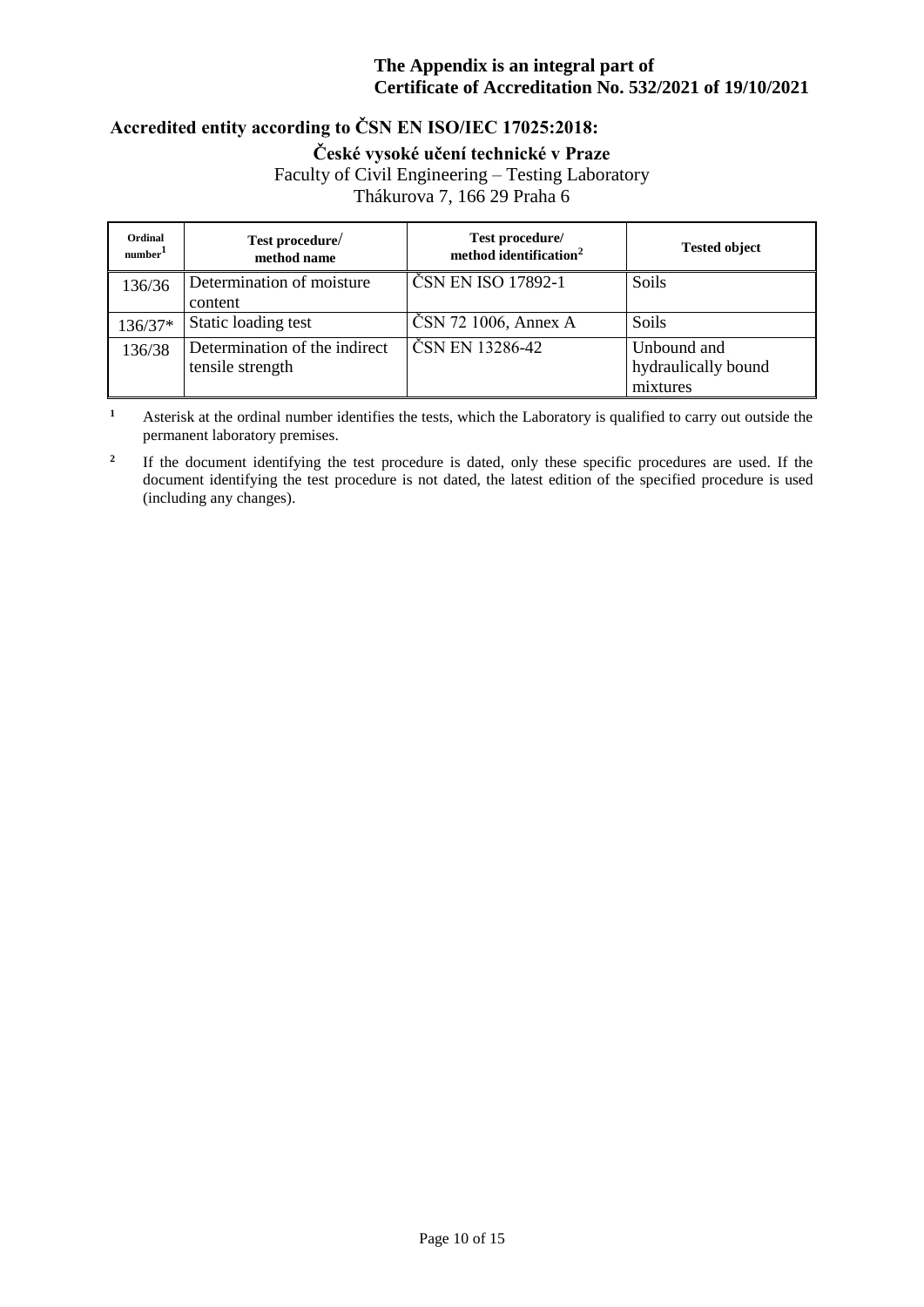**The Appendix is an integral part of Certificate of Accreditation No. 532/2021 of 19/10/2021**

**Accredited entity according to ČSN EN ISO/IEC 17025:2018:**

**České vysoké učení technické v Praze**
Faculty of Civil Engineering – Testing Laboratory
Thákurova 7, 166 29 Praha 6

| Ordinal number[1] | Test procedure/ method name | Test procedure/ method identification[2] | Tested object |
|---|---|---|---|
| 136/36 | Determination of moisture content | ČSN EN ISO 17892-1 | Soils |
| 136/37* | Static loading test | ČSN 72 1006, Annex A | Soils |
| 136/38 | Determination of the indirect tensile strength | ČSN EN 13286-42 | Unbound and hydraulically bound mixtures |

[1] Asterisk at the ordinal number identifies the tests, which the Laboratory is qualified to carry out outside the permanent laboratory premises.

[2] If the document identifying the test procedure is dated, only these specific procedures are used. If the document identifying the test procedure is not dated, the latest edition of the specified procedure is used (including any changes).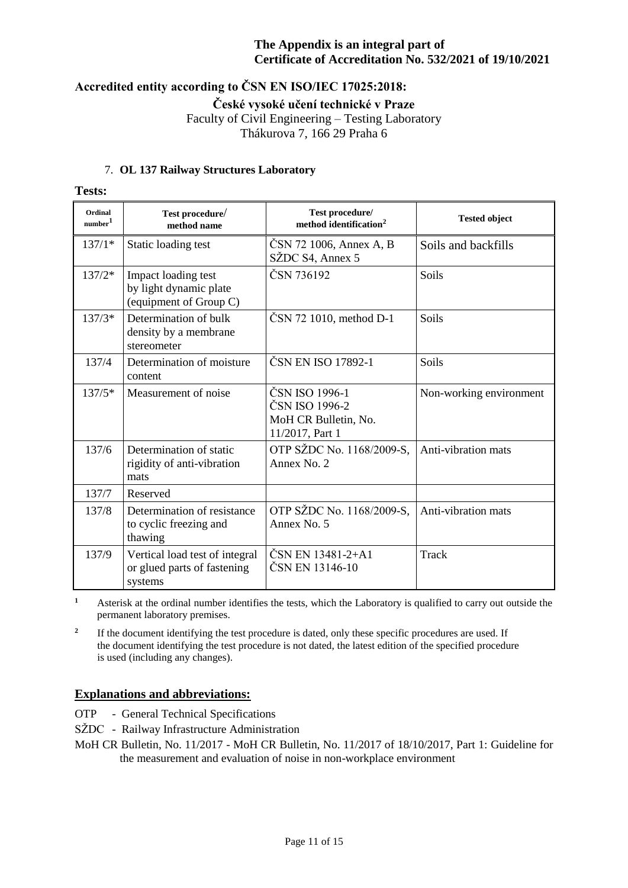**The Appendix is an integral part of**
**Certificate of Accreditation No. 532/2021 of 19/10/2021**

## Accredited entity according to ČSN EN ISO/IEC 17025:2018:

**České vysoké učení technické v Praze**
Faculty of Civil Engineering – Testing Laboratory
Thákurova 7, 166 29 Praha 6

### 7. OL 137 Railway Structures Laboratory

**Tests:**

| Ordinal number[1] | Test procedure/ method name | Test procedure/ method identification[2] | Tested object |
|---|---|---|---|
| 137/1* | Static loading test | ČSN 72 1006, Annex A, B<br>SŽDC S4, Annex 5 | Soils and backfills |
| 137/2* | Impact loading test by light dynamic plate (equipment of Group C) | ČSN 736192 | Soils |
| 137/3* | Determination of bulk density by a membrane stereometer | ČSN 72 1010, method D-1 | Soils |
| 137/4 | Determination of moisture content | ČSN EN ISO 17892-1 | Soils |
| 137/5* | Measurement of noise | ČSN ISO 1996-1<br>ČSN ISO 1996-2<br>MoH CR Bulletin, No. 11/2017, Part 1 | Non-working environment |
| 137/6 | Determination of static rigidity of anti-vibration mats | OTP SŽDC No. 1168/2009-S, Annex No. 2 | Anti-vibration mats |
| 137/7 | Reserved | | |
| 137/8 | Determination of resistance to cyclic freezing and thawing | OTP SŽDC No. 1168/2009-S, Annex No. 5 | Anti-vibration mats |
| 137/9 | Vertical load test of integral or glued parts of fastening systems | ČSN EN 13481-2+A1<br>ČSN EN 13146-10 | Track |

[1] Asterisk at the ordinal number identifies the tests, which the Laboratory is qualified to carry out outside the permanent laboratory premises.

[2] If the document identifying the test procedure is dated, only these specific procedures are used. If the document identifying the test procedure is not dated, the latest edition of the specified procedure is used (including any changes).

## Explanations and abbreviations:

OTP - General Technical Specifications
SŽDC - Railway Infrastructure Administration
MoH CR Bulletin, No. 11/2017 - MoH CR Bulletin, No. 11/2017 of 18/10/2017, Part 1: Guideline for the measurement and evaluation of noise in non-workplace environment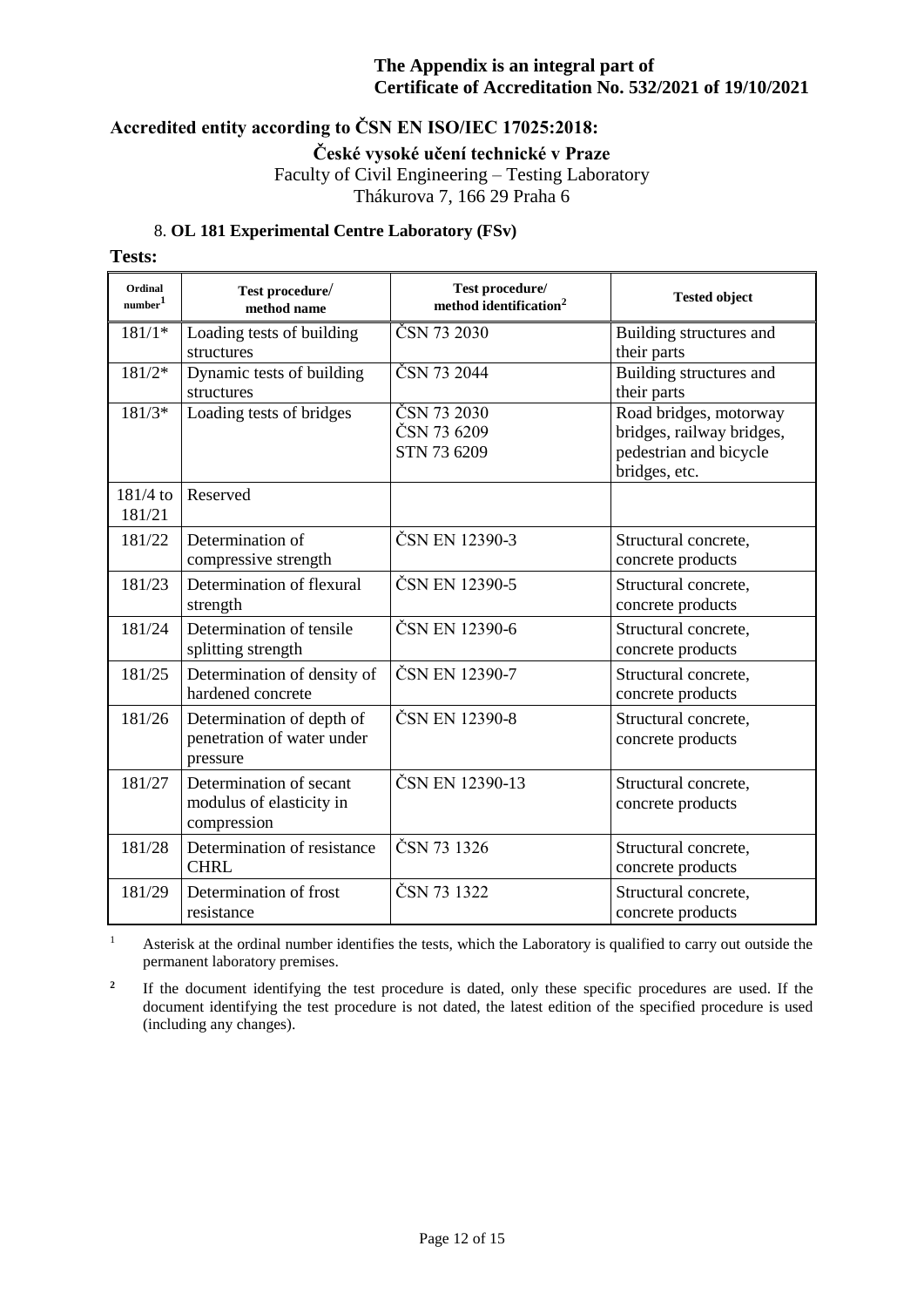**The Appendix is an integral part of Certificate of Accreditation No. 532/2021 of 19/10/2021**

**Accredited entity according to ČSN EN ISO/IEC 17025:2018:**

**České vysoké učení technické v Praze**
Faculty of Civil Engineering – Testing Laboratory
Thákurova 7, 166 29 Praha 6

8. **OL 181 Experimental Centre Laboratory (FSv)**

**Tests:**

| Ordinal number[1] | Test procedure/ method name | Test procedure/ method identification[2] | Tested object |
|---|---|---|---|
| 181/1* | Loading tests of building structures | ČSN 73 2030 | Building structures and their parts |
| 181/2* | Dynamic tests of building structures | ČSN 73 2044 | Building structures and their parts |
| 181/3* | Loading tests of bridges | ČSN 73 2030<br>ČSN 73 6209<br>STN 73 6209 | Road bridges, motorway bridges, railway bridges, pedestrian and bicycle bridges, etc. |
| 181/4 to 181/21 | Reserved | | |
| 181/22 | Determination of compressive strength | ČSN EN 12390-3 | Structural concrete, concrete products |
| 181/23 | Determination of flexural strength | ČSN EN 12390-5 | Structural concrete, concrete products |
| 181/24 | Determination of tensile splitting strength | ČSN EN 12390-6 | Structural concrete, concrete products |
| 181/25 | Determination of density of hardened concrete | ČSN EN 12390-7 | Structural concrete, concrete products |
| 181/26 | Determination of depth of penetration of water under pressure | ČSN EN 12390-8 | Structural concrete, concrete products |
| 181/27 | Determination of secant modulus of elasticity in compression | ČSN EN 12390-13 | Structural concrete, concrete products |
| 181/28 | Determination of resistance CHRL | ČSN 73 1326 | Structural concrete, concrete products |
| 181/29 | Determination of frost resistance | ČSN 73 1322 | Structural concrete, concrete products |

[1] Asterisk at the ordinal number identifies the tests, which the Laboratory is qualified to carry out outside the permanent laboratory premises.

[2] If the document identifying the test procedure is dated, only these specific procedures are used. If the document identifying the test procedure is not dated, the latest edition of the specified procedure is used (including any changes).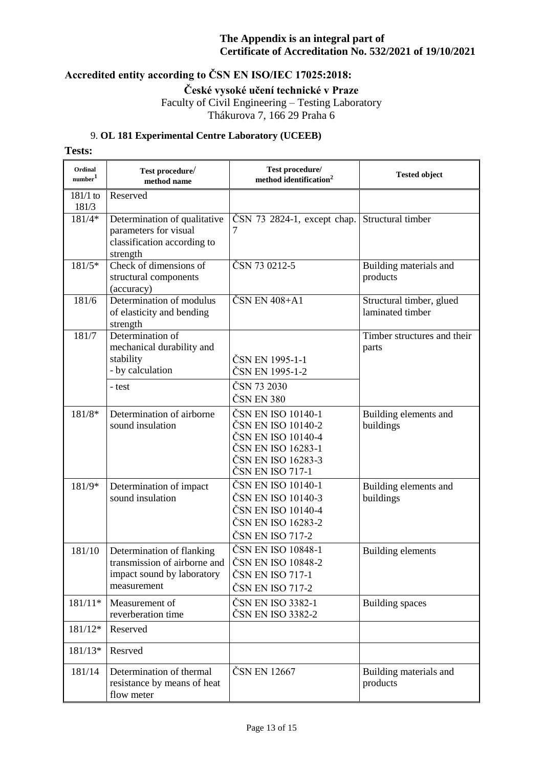**The Appendix is an integral part of**
**Certificate of Accreditation No. 532/2021 of 19/10/2021**

**Accredited entity according to ČSN EN ISO/IEC 17025:2018:**

**České vysoké učení technické v Praze**
Faculty of Civil Engineering – Testing Laboratory
Thákurova 7, 166 29 Praha 6

9. **OL 181 Experimental Centre Laboratory (UCEEB)**

**Tests:**

| Ordinal number[1] | Test procedure/ method name | Test procedure/ method identification[2] | Tested object |
|---|---|---|---|
| 181/1 to 181/3 | Reserved | | |
| 181/4* | Determination of qualitative parameters for visual classification according to strength | ČSN 73 2824-1, except chap. 7 | Structural timber |
| 181/5* | Check of dimensions of structural components (accuracy) | ČSN 73 0212-5 | Building materials and products |
| 181/6 | Determination of modulus of elasticity and bending strength | ČSN EN 408+A1 | Structural timber, glued laminated timber |
| 181/7 | Determination of mechanical durability and stability<br>- by calculation | ČSN EN 1995-1-1<br>ČSN EN 1995-1-2 | Timber structures and their parts |
| | - test | ČSN 73 2030<br>ČSN EN 380 | |
| 181/8* | Determination of airborne sound insulation | ČSN EN ISO 10140-1<br>ČSN EN ISO 10140-2<br>ČSN EN ISO 10140-4<br>ČSN EN ISO 16283-1<br>ČSN EN ISO 16283-3<br>ČSN EN ISO 717-1 | Building elements and buildings |
| 181/9* | Determination of impact sound insulation | ČSN EN ISO 10140-1<br>ČSN EN ISO 10140-3<br>ČSN EN ISO 10140-4<br>ČSN EN ISO 16283-2<br>ČSN EN ISO 717-2 | Building elements and buildings |
| 181/10 | Determination of flanking transmission of airborne and impact sound by laboratory measurement | ČSN EN ISO 10848-1<br>ČSN EN ISO 10848-2<br>ČSN EN ISO 717-1<br>ČSN EN ISO 717-2 | Building elements |
| 181/11* | Measurement of reverberation time | ČSN EN ISO 3382-1<br>ČSN EN ISO 3382-2 | Building spaces |
| 181/12* | Reserved | | |
| 181/13* | Resrved | | |
| 181/14 | Determination of thermal resistance by means of heat flow meter | ČSN EN 12667 | Building materials and products |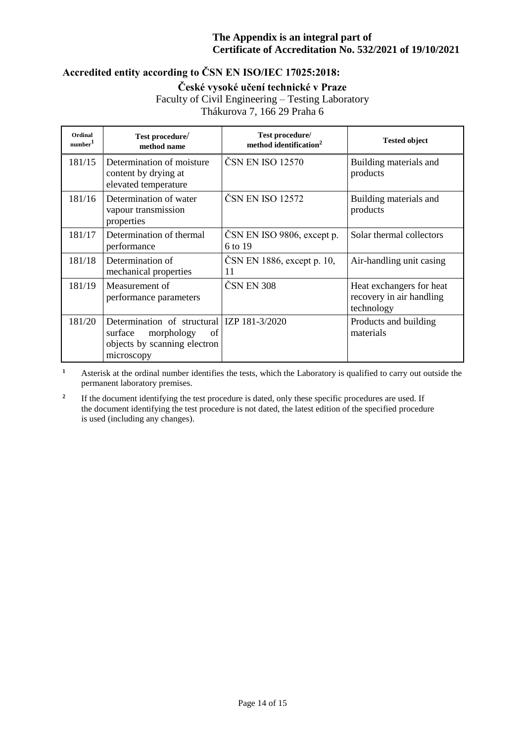**The Appendix is an integral part of**
**Certificate of Accreditation No. 532/2021 of 19/10/2021**

## Accredited entity according to ČSN EN ISO/IEC 17025:2018:

**České vysoké učení technické v Praze**
Faculty of Civil Engineering – Testing Laboratory
Thákurova 7, 166 29 Praha 6

| Ordinal number[1] | Test procedure/ method name | Test procedure/ method identification[2] | Tested object |
|---|---|---|---|
| 181/15 | Determination of moisture content by drying at elevated temperature | ČSN EN ISO 12570 | Building materials and products |
| 181/16 | Determination of water vapour transmission properties | ČSN EN ISO 12572 | Building materials and products |
| 181/17 | Determination of thermal performance | ČSN EN ISO 9806, except p. 6 to 19 | Solar thermal collectors |
| 181/18 | Determination of mechanical properties | ČSN EN 1886, except p. 10, 11 | Air-handling unit casing |
| 181/19 | Measurement of performance parameters | ČSN EN 308 | Heat exchangers for heat recovery in air handling technology |
| 181/20 | Determination of structural surface morphology of objects by scanning electron microscopy | IZP 181-3/2020 | Products and building materials |

[1] Asterisk at the ordinal number identifies the tests, which the Laboratory is qualified to carry out outside the permanent laboratory premises.

[2] If the document identifying the test procedure is dated, only these specific procedures are used. If the document identifying the test procedure is not dated, the latest edition of the specified procedure is used (including any changes).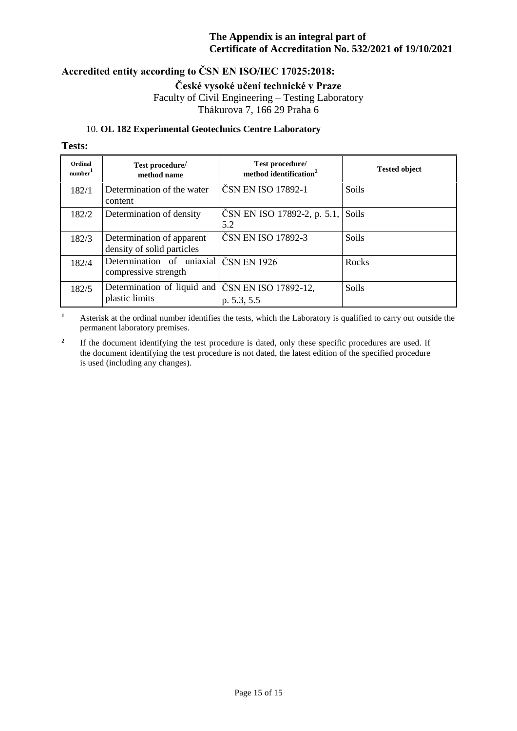**The Appendix is an integral part of**
**Certificate of Accreditation No. 532/2021 of 19/10/2021**

## Accredited entity according to ČSN EN ISO/IEC 17025:2018:

**České vysoké učení technické v Praze**
Faculty of Civil Engineering – Testing Laboratory
Thákurova 7, 166 29 Praha 6

### 10. **OL 182 Experimental Geotechnics Centre Laboratory**

**Tests:**

| Ordinal number[1] | Test procedure/ method name | Test procedure/ method identification[2] | Tested object |
|---|---|---|---|
| 182/1 | Determination of the water content | ČSN EN ISO 17892-1 | Soils |
| 182/2 | Determination of density | ČSN EN ISO 17892-2, p. 5.1, 5.2 | Soils |
| 182/3 | Determination of apparent density of solid particles | ČSN EN ISO 17892-3 | Soils |
| 182/4 | Determination of uniaxial compressive strength | ČSN EN 1926 | Rocks |
| 182/5 | Determination of liquid and plastic limits | ČSN EN ISO 17892-12, p. 5.3, 5.5 | Soils |

[1] Asterisk at the ordinal number identifies the tests, which the Laboratory is qualified to carry out outside the permanent laboratory premises.

[2] If the document identifying the test procedure is dated, only these specific procedures are used. If the document identifying the test procedure is not dated, the latest edition of the specified procedure is used (including any changes).